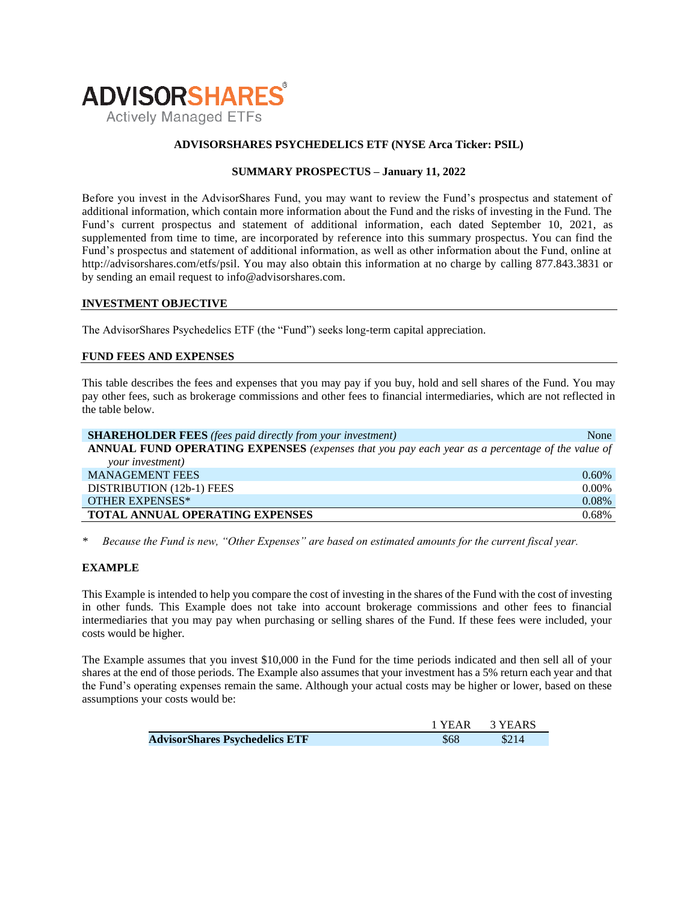**ADVISORSHARES**
Actively Managed ETFs

# ADVISORSHARES PSYCHEDELICS ETF (NYSE Arca Ticker: PSIL)

## SUMMARY PROSPECTUS – January 11, 2022

Before you invest in the AdvisorShares Fund, you may want to review the Fund's prospectus and statement of additional information, which contain more information about the Fund and the risks of investing in the Fund. The Fund's current prospectus and statement of additional information, each dated September 10, 2021, as supplemented from time to time, are incorporated by reference into this summary prospectus. You can find the Fund's prospectus and statement of additional information, as well as other information about the Fund, online at http://advisorshares.com/etfs/psil. You may also obtain this information at no charge by calling 877.843.3831 or by sending an email request to info@advisorshares.com.

## INVESTMENT OBJECTIVE

The AdvisorShares Psychedelics ETF (the "Fund") seeks long-term capital appreciation.

## FUND FEES AND EXPENSES

This table describes the fees and expenses that you may pay if you buy, hold and sell shares of the Fund. You may pay other fees, such as brokerage commissions and other fees to financial intermediaries, which are not reflected in the table below.

| | |
|---|---|
| **SHAREHOLDER FEES** *(fees paid directly from your investment)* | None |
| **ANNUAL FUND OPERATING EXPENSES** *(expenses that you pay each year as a percentage of the value of your investment)* | |
| MANAGEMENT FEES | 0.60% |
| DISTRIBUTION (12b-1) FEES | 0.00% |
| OTHER EXPENSES* | 0.08% |
| **TOTAL ANNUAL OPERATING EXPENSES** | 0.68% |

\* *Because the Fund is new, "Other Expenses" are based on estimated amounts for the current fiscal year.*

### EXAMPLE

This Example is intended to help you compare the cost of investing in the shares of the Fund with the cost of investing in other funds. This Example does not take into account brokerage commissions and other fees to financial intermediaries that you may pay when purchasing or selling shares of the Fund. If these fees were included, your costs would be higher.

The Example assumes that you invest $10,000 in the Fund for the time periods indicated and then sell all of your shares at the end of those periods. The Example also assumes that your investment has a 5% return each year and that the Fund's operating expenses remain the same. Although your actual costs may be higher or lower, based on these assumptions your costs would be:

| | 1 YEAR | 3 YEARS |
|---|---|---|
| **AdvisorShares Psychedelics ETF** | $68 | $214 |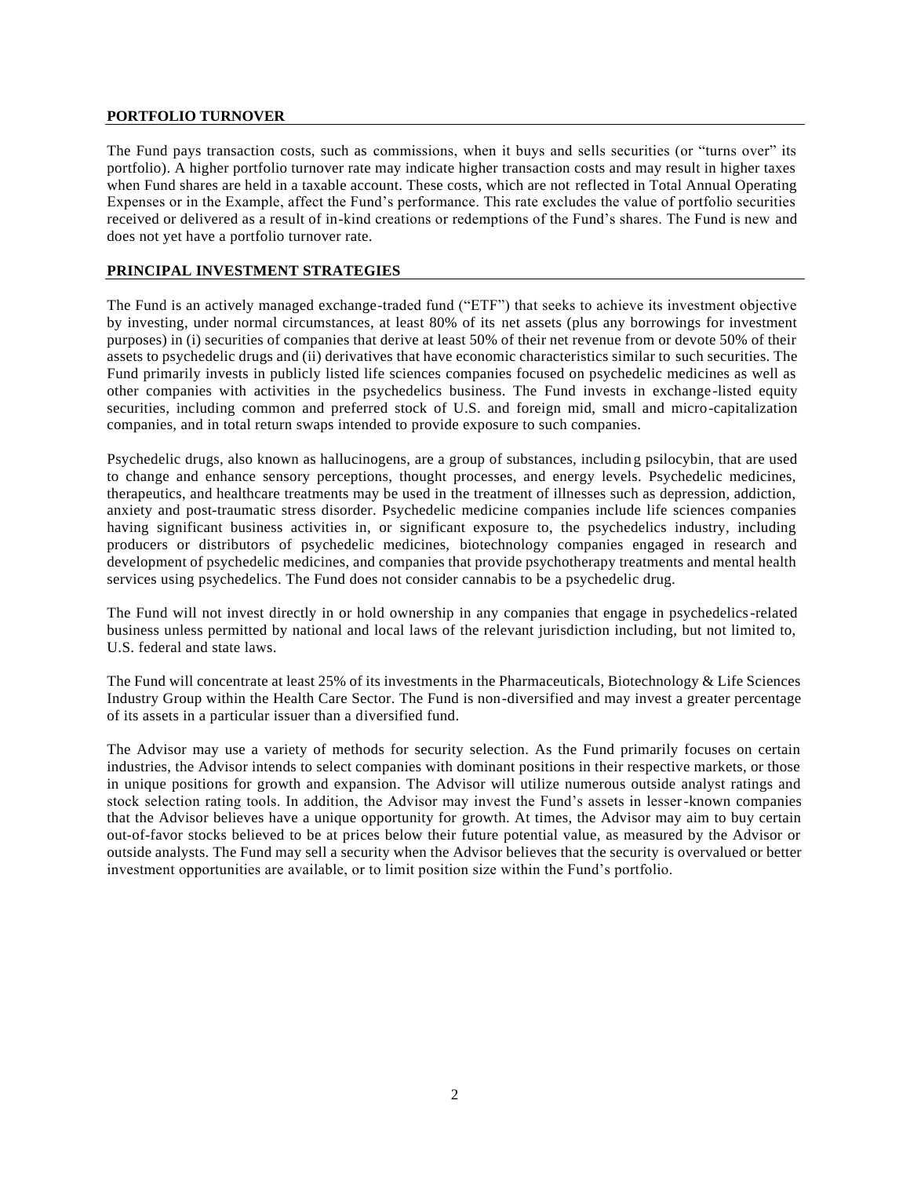## PORTFOLIO TURNOVER

The Fund pays transaction costs, such as commissions, when it buys and sells securities (or "turns over" its portfolio). A higher portfolio turnover rate may indicate higher transaction costs and may result in higher taxes when Fund shares are held in a taxable account. These costs, which are not reflected in Total Annual Operating Expenses or in the Example, affect the Fund's performance. This rate excludes the value of portfolio securities received or delivered as a result of in-kind creations or redemptions of the Fund's shares. The Fund is new and does not yet have a portfolio turnover rate.

## PRINCIPAL INVESTMENT STRATEGIES

The Fund is an actively managed exchange-traded fund ("ETF") that seeks to achieve its investment objective by investing, under normal circumstances, at least 80% of its net assets (plus any borrowings for investment purposes) in (i) securities of companies that derive at least 50% of their net revenue from or devote 50% of their assets to psychedelic drugs and (ii) derivatives that have economic characteristics similar to such securities. The Fund primarily invests in publicly listed life sciences companies focused on psychedelic medicines as well as other companies with activities in the psychedelics business. The Fund invests in exchange-listed equity securities, including common and preferred stock of U.S. and foreign mid, small and micro-capitalization companies, and in total return swaps intended to provide exposure to such companies.

Psychedelic drugs, also known as hallucinogens, are a group of substances, including psilocybin, that are used to change and enhance sensory perceptions, thought processes, and energy levels. Psychedelic medicines, therapeutics, and healthcare treatments may be used in the treatment of illnesses such as depression, addiction, anxiety and post-traumatic stress disorder. Psychedelic medicine companies include life sciences companies having significant business activities in, or significant exposure to, the psychedelics industry, including producers or distributors of psychedelic medicines, biotechnology companies engaged in research and development of psychedelic medicines, and companies that provide psychotherapy treatments and mental health services using psychedelics. The Fund does not consider cannabis to be a psychedelic drug.

The Fund will not invest directly in or hold ownership in any companies that engage in psychedelics-related business unless permitted by national and local laws of the relevant jurisdiction including, but not limited to, U.S. federal and state laws.

The Fund will concentrate at least 25% of its investments in the Pharmaceuticals, Biotechnology & Life Sciences Industry Group within the Health Care Sector. The Fund is non-diversified and may invest a greater percentage of its assets in a particular issuer than a diversified fund.

The Advisor may use a variety of methods for security selection. As the Fund primarily focuses on certain industries, the Advisor intends to select companies with dominant positions in their respective markets, or those in unique positions for growth and expansion. The Advisor will utilize numerous outside analyst ratings and stock selection rating tools. In addition, the Advisor may invest the Fund's assets in lesser-known companies that the Advisor believes have a unique opportunity for growth. At times, the Advisor may aim to buy certain out-of-favor stocks believed to be at prices below their future potential value, as measured by the Advisor or outside analysts. The Fund may sell a security when the Advisor believes that the security is overvalued or better investment opportunities are available, or to limit position size within the Fund's portfolio.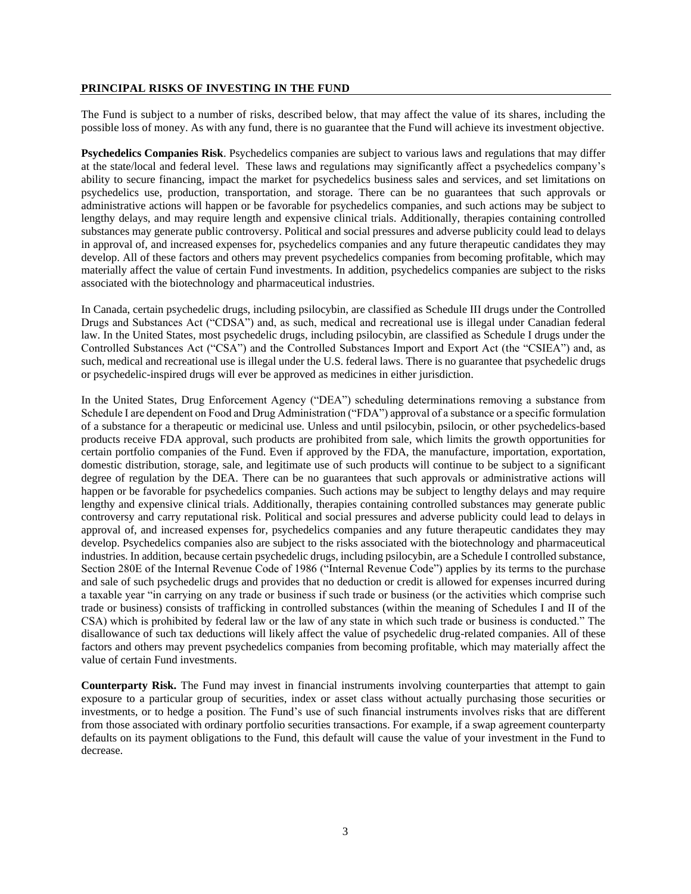## PRINCIPAL RISKS OF INVESTING IN THE FUND

The Fund is subject to a number of risks, described below, that may affect the value of its shares, including the possible loss of money. As with any fund, there is no guarantee that the Fund will achieve its investment objective.

**Psychedelics Companies Risk**. Psychedelics companies are subject to various laws and regulations that may differ at the state/local and federal level. These laws and regulations may significantly affect a psychedelics company's ability to secure financing, impact the market for psychedelics business sales and services, and set limitations on psychedelics use, production, transportation, and storage. There can be no guarantees that such approvals or administrative actions will happen or be favorable for psychedelics companies, and such actions may be subject to lengthy delays, and may require length and expensive clinical trials. Additionally, therapies containing controlled substances may generate public controversy. Political and social pressures and adverse publicity could lead to delays in approval of, and increased expenses for, psychedelics companies and any future therapeutic candidates they may develop. All of these factors and others may prevent psychedelics companies from becoming profitable, which may materially affect the value of certain Fund investments. In addition, psychedelics companies are subject to the risks associated with the biotechnology and pharmaceutical industries.

In Canada, certain psychedelic drugs, including psilocybin, are classified as Schedule III drugs under the Controlled Drugs and Substances Act ("CDSA") and, as such, medical and recreational use is illegal under Canadian federal law. In the United States, most psychedelic drugs, including psilocybin, are classified as Schedule I drugs under the Controlled Substances Act ("CSA") and the Controlled Substances Import and Export Act (the "CSIEA") and, as such, medical and recreational use is illegal under the U.S. federal laws. There is no guarantee that psychedelic drugs or psychedelic-inspired drugs will ever be approved as medicines in either jurisdiction.

In the United States, Drug Enforcement Agency ("DEA") scheduling determinations removing a substance from Schedule I are dependent on Food and Drug Administration ("FDA") approval of a substance or a specific formulation of a substance for a therapeutic or medicinal use. Unless and until psilocybin, psilocin, or other psychedelics-based products receive FDA approval, such products are prohibited from sale, which limits the growth opportunities for certain portfolio companies of the Fund. Even if approved by the FDA, the manufacture, importation, exportation, domestic distribution, storage, sale, and legitimate use of such products will continue to be subject to a significant degree of regulation by the DEA. There can be no guarantees that such approvals or administrative actions will happen or be favorable for psychedelics companies. Such actions may be subject to lengthy delays and may require lengthy and expensive clinical trials. Additionally, therapies containing controlled substances may generate public controversy and carry reputational risk. Political and social pressures and adverse publicity could lead to delays in approval of, and increased expenses for, psychedelics companies and any future therapeutic candidates they may develop. Psychedelics companies also are subject to the risks associated with the biotechnology and pharmaceutical industries. In addition, because certain psychedelic drugs, including psilocybin, are a Schedule I controlled substance, Section 280E of the Internal Revenue Code of 1986 ("Internal Revenue Code") applies by its terms to the purchase and sale of such psychedelic drugs and provides that no deduction or credit is allowed for expenses incurred during a taxable year "in carrying on any trade or business if such trade or business (or the activities which comprise such trade or business) consists of trafficking in controlled substances (within the meaning of Schedules I and II of the CSA) which is prohibited by federal law or the law of any state in which such trade or business is conducted." The disallowance of such tax deductions will likely affect the value of psychedelic drug-related companies. All of these factors and others may prevent psychedelics companies from becoming profitable, which may materially affect the value of certain Fund investments.

**Counterparty Risk.** The Fund may invest in financial instruments involving counterparties that attempt to gain exposure to a particular group of securities, index or asset class without actually purchasing those securities or investments, or to hedge a position. The Fund's use of such financial instruments involves risks that are different from those associated with ordinary portfolio securities transactions. For example, if a swap agreement counterparty defaults on its payment obligations to the Fund, this default will cause the value of your investment in the Fund to decrease.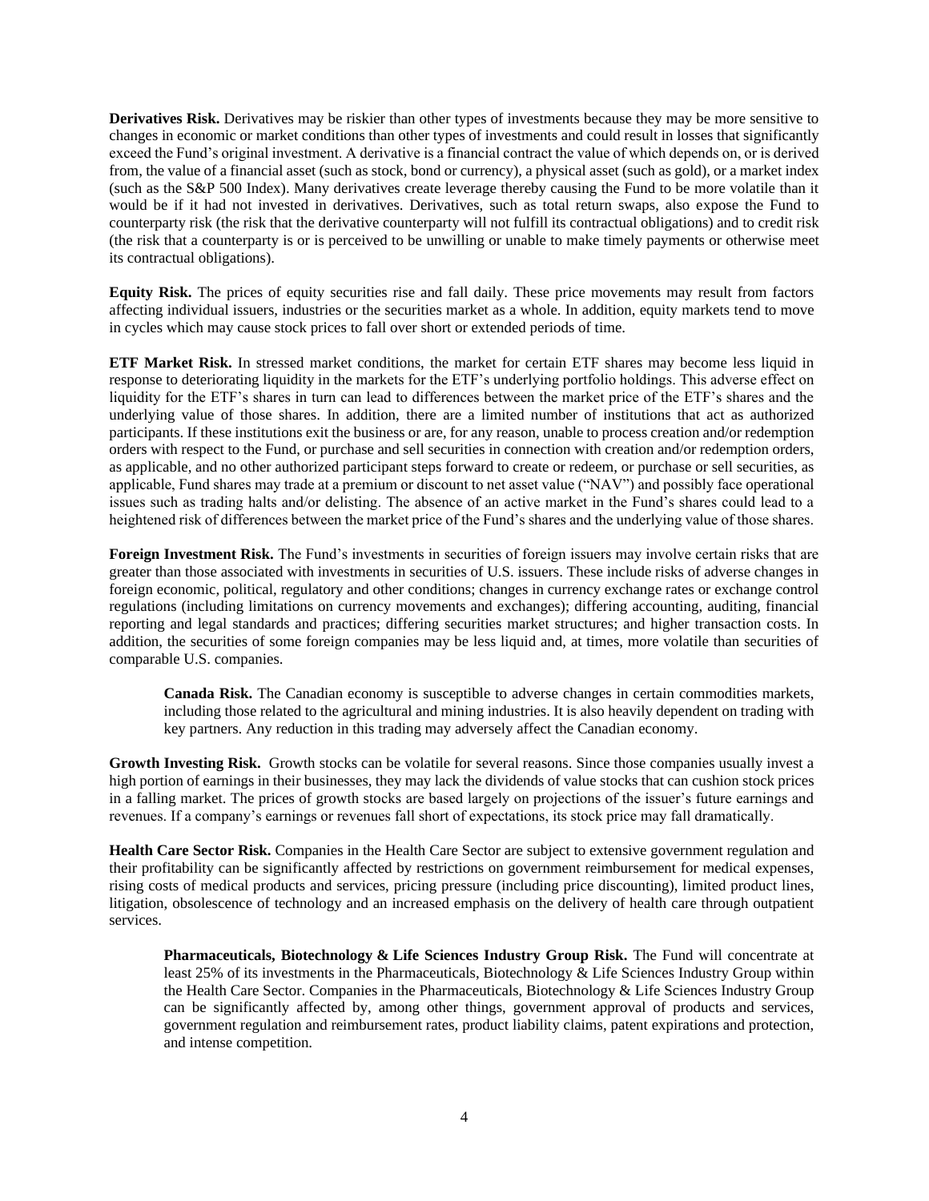**Derivatives Risk.** Derivatives may be riskier than other types of investments because they may be more sensitive to changes in economic or market conditions than other types of investments and could result in losses that significantly exceed the Fund's original investment. A derivative is a financial contract the value of which depends on, or is derived from, the value of a financial asset (such as stock, bond or currency), a physical asset (such as gold), or a market index (such as the S&P 500 Index). Many derivatives create leverage thereby causing the Fund to be more volatile than it would be if it had not invested in derivatives. Derivatives, such as total return swaps, also expose the Fund to counterparty risk (the risk that the derivative counterparty will not fulfill its contractual obligations) and to credit risk (the risk that a counterparty is or is perceived to be unwilling or unable to make timely payments or otherwise meet its contractual obligations).

**Equity Risk.** The prices of equity securities rise and fall daily. These price movements may result from factors affecting individual issuers, industries or the securities market as a whole. In addition, equity markets tend to move in cycles which may cause stock prices to fall over short or extended periods of time.

**ETF Market Risk.** In stressed market conditions, the market for certain ETF shares may become less liquid in response to deteriorating liquidity in the markets for the ETF's underlying portfolio holdings. This adverse effect on liquidity for the ETF's shares in turn can lead to differences between the market price of the ETF's shares and the underlying value of those shares. In addition, there are a limited number of institutions that act as authorized participants. If these institutions exit the business or are, for any reason, unable to process creation and/or redemption orders with respect to the Fund, or purchase and sell securities in connection with creation and/or redemption orders, as applicable, and no other authorized participant steps forward to create or redeem, or purchase or sell securities, as applicable, Fund shares may trade at a premium or discount to net asset value ("NAV") and possibly face operational issues such as trading halts and/or delisting. The absence of an active market in the Fund's shares could lead to a heightened risk of differences between the market price of the Fund's shares and the underlying value of those shares.

**Foreign Investment Risk.** The Fund's investments in securities of foreign issuers may involve certain risks that are greater than those associated with investments in securities of U.S. issuers. These include risks of adverse changes in foreign economic, political, regulatory and other conditions; changes in currency exchange rates or exchange control regulations (including limitations on currency movements and exchanges); differing accounting, auditing, financial reporting and legal standards and practices; differing securities market structures; and higher transaction costs. In addition, the securities of some foreign companies may be less liquid and, at times, more volatile than securities of comparable U.S. companies.

> **Canada Risk.** The Canadian economy is susceptible to adverse changes in certain commodities markets, including those related to the agricultural and mining industries. It is also heavily dependent on trading with key partners. Any reduction in this trading may adversely affect the Canadian economy.

**Growth Investing Risk.** Growth stocks can be volatile for several reasons. Since those companies usually invest a high portion of earnings in their businesses, they may lack the dividends of value stocks that can cushion stock prices in a falling market. The prices of growth stocks are based largely on projections of the issuer's future earnings and revenues. If a company's earnings or revenues fall short of expectations, its stock price may fall dramatically.

**Health Care Sector Risk.** Companies in the Health Care Sector are subject to extensive government regulation and their profitability can be significantly affected by restrictions on government reimbursement for medical expenses, rising costs of medical products and services, pricing pressure (including price discounting), limited product lines, litigation, obsolescence of technology and an increased emphasis on the delivery of health care through outpatient services.

> **Pharmaceuticals, Biotechnology & Life Sciences Industry Group Risk.** The Fund will concentrate at least 25% of its investments in the Pharmaceuticals, Biotechnology & Life Sciences Industry Group within the Health Care Sector. Companies in the Pharmaceuticals, Biotechnology & Life Sciences Industry Group can be significantly affected by, among other things, government approval of products and services, government regulation and reimbursement rates, product liability claims, patent expirations and protection, and intense competition.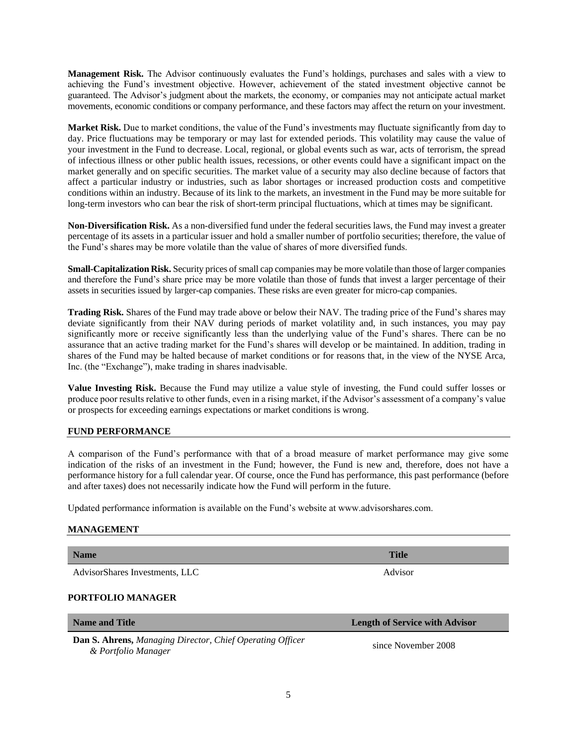**Management Risk.** The Advisor continuously evaluates the Fund's holdings, purchases and sales with a view to achieving the Fund's investment objective. However, achievement of the stated investment objective cannot be guaranteed. The Advisor's judgment about the markets, the economy, or companies may not anticipate actual market movements, economic conditions or company performance, and these factors may affect the return on your investment.

**Market Risk.** Due to market conditions, the value of the Fund's investments may fluctuate significantly from day to day. Price fluctuations may be temporary or may last for extended periods. This volatility may cause the value of your investment in the Fund to decrease. Local, regional, or global events such as war, acts of terrorism, the spread of infectious illness or other public health issues, recessions, or other events could have a significant impact on the market generally and on specific securities. The market value of a security may also decline because of factors that affect a particular industry or industries, such as labor shortages or increased production costs and competitive conditions within an industry. Because of its link to the markets, an investment in the Fund may be more suitable for long-term investors who can bear the risk of short-term principal fluctuations, which at times may be significant.

**Non-Diversification Risk.** As a non-diversified fund under the federal securities laws, the Fund may invest a greater percentage of its assets in a particular issuer and hold a smaller number of portfolio securities; therefore, the value of the Fund's shares may be more volatile than the value of shares of more diversified funds.

**Small-Capitalization Risk.** Security prices of small cap companies may be more volatile than those of larger companies and therefore the Fund's share price may be more volatile than those of funds that invest a larger percentage of their assets in securities issued by larger-cap companies. These risks are even greater for micro-cap companies.

**Trading Risk.** Shares of the Fund may trade above or below their NAV. The trading price of the Fund's shares may deviate significantly from their NAV during periods of market volatility and, in such instances, you may pay significantly more or receive significantly less than the underlying value of the Fund's shares. There can be no assurance that an active trading market for the Fund's shares will develop or be maintained. In addition, trading in shares of the Fund may be halted because of market conditions or for reasons that, in the view of the NYSE Arca, Inc. (the "Exchange"), make trading in shares inadvisable.

**Value Investing Risk.** Because the Fund may utilize a value style of investing, the Fund could suffer losses or produce poor results relative to other funds, even in a rising market, if the Advisor's assessment of a company's value or prospects for exceeding earnings expectations or market conditions is wrong.

## FUND PERFORMANCE

A comparison of the Fund's performance with that of a broad measure of market performance may give some indication of the risks of an investment in the Fund; however, the Fund is new and, therefore, does not have a performance history for a full calendar year. Of course, once the Fund has performance, this past performance (before and after taxes) does not necessarily indicate how the Fund will perform in the future.

Updated performance information is available on the Fund's website at www.advisorshares.com.

## MANAGEMENT

| Name | Title |
|---|---|
| AdvisorShares Investments, LLC | Advisor |

### PORTFOLIO MANAGER

| Name and Title | Length of Service with Advisor |
|---|---|
| **Dan S. Ahrens,** *Managing Director, Chief Operating Officer & Portfolio Manager* | since November 2008 |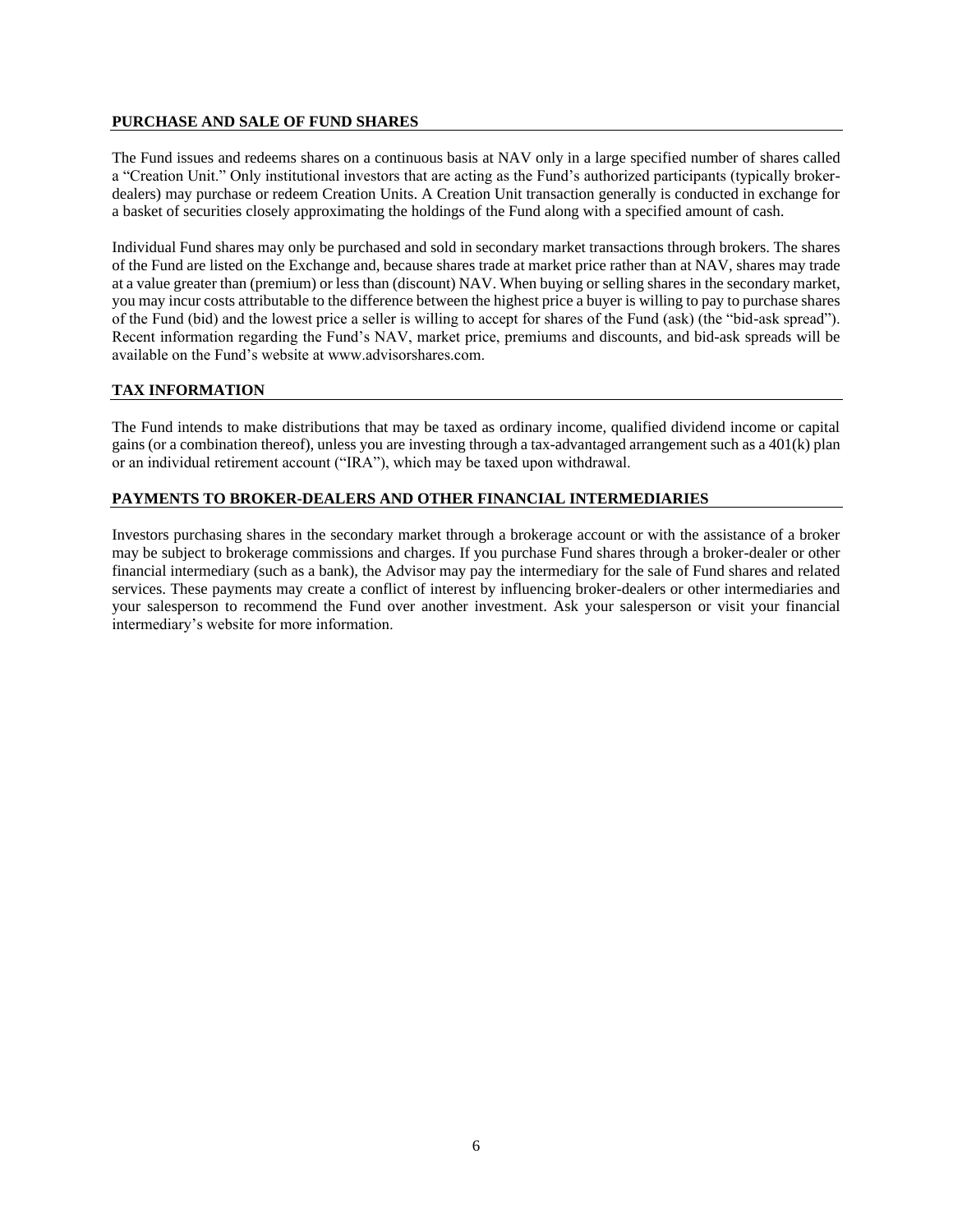## PURCHASE AND SALE OF FUND SHARES

The Fund issues and redeems shares on a continuous basis at NAV only in a large specified number of shares called a "Creation Unit." Only institutional investors that are acting as the Fund's authorized participants (typically broker-dealers) may purchase or redeem Creation Units. A Creation Unit transaction generally is conducted in exchange for a basket of securities closely approximating the holdings of the Fund along with a specified amount of cash.

Individual Fund shares may only be purchased and sold in secondary market transactions through brokers. The shares of the Fund are listed on the Exchange and, because shares trade at market price rather than at NAV, shares may trade at a value greater than (premium) or less than (discount) NAV. When buying or selling shares in the secondary market, you may incur costs attributable to the difference between the highest price a buyer is willing to pay to purchase shares of the Fund (bid) and the lowest price a seller is willing to accept for shares of the Fund (ask) (the "bid-ask spread"). Recent information regarding the Fund's NAV, market price, premiums and discounts, and bid-ask spreads will be available on the Fund's website at www.advisorshares.com.

## TAX INFORMATION

The Fund intends to make distributions that may be taxed as ordinary income, qualified dividend income or capital gains (or a combination thereof), unless you are investing through a tax-advantaged arrangement such as a 401(k) plan or an individual retirement account ("IRA"), which may be taxed upon withdrawal.

## PAYMENTS TO BROKER-DEALERS AND OTHER FINANCIAL INTERMEDIARIES

Investors purchasing shares in the secondary market through a brokerage account or with the assistance of a broker may be subject to brokerage commissions and charges. If you purchase Fund shares through a broker-dealer or other financial intermediary (such as a bank), the Advisor may pay the intermediary for the sale of Fund shares and related services. These payments may create a conflict of interest by influencing broker-dealers or other intermediaries and your salesperson to recommend the Fund over another investment. Ask your salesperson or visit your financial intermediary's website for more information.